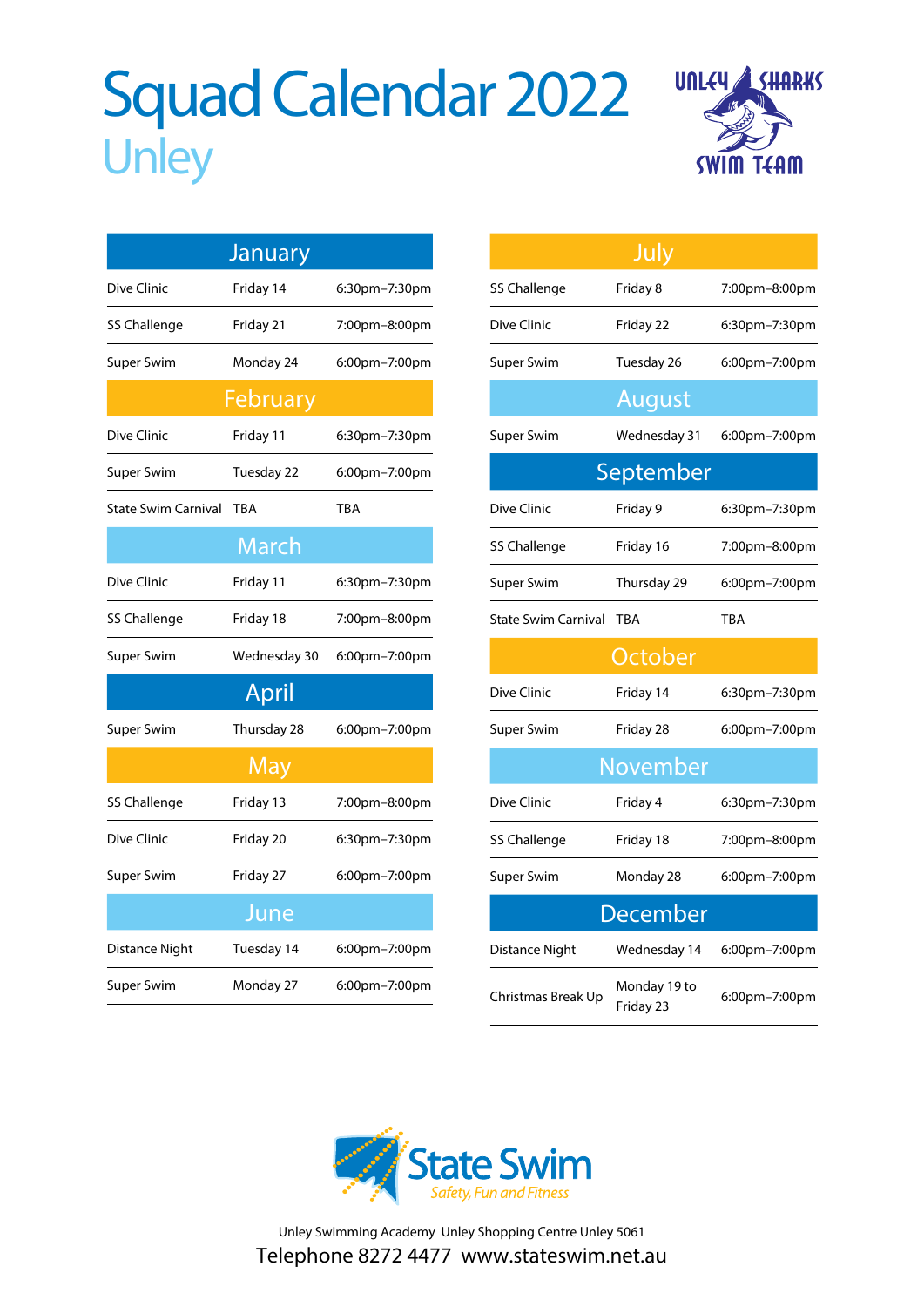# Squad Calendar 2022

## Unley

UNLEY SHARKS SWIM TEAM

### January

| | | |
|---|---|---|
| Dive Clinic | Friday 14 | 6:30pm–7:30pm |
| SS Challenge | Friday 21 | 7:00pm–8:00pm |
| Super Swim | Monday 24 | 6:00pm–7:00pm |

### February

| | | |
|---|---|---|
| Dive Clinic | Friday 11 | 6:30pm–7:30pm |
| Super Swim | Tuesday 22 | 6:00pm–7:00pm |
| State Swim Carnival | TBA | TBA |

### March

| | | |
|---|---|---|
| Dive Clinic | Friday 11 | 6:30pm–7:30pm |
| SS Challenge | Friday 18 | 7:00pm–8:00pm |
| Super Swim | Wednesday 30 | 6:00pm–7:00pm |

### April

| | | |
|---|---|---|
| Super Swim | Thursday 28 | 6:00pm–7:00pm |

### May

| | | |
|---|---|---|
| SS Challenge | Friday 13 | 7:00pm–8:00pm |
| Dive Clinic | Friday 20 | 6:30pm–7:30pm |
| Super Swim | Friday 27 | 6:00pm–7:00pm |

### June

| | | |
|---|---|---|
| Distance Night | Tuesday 14 | 6:00pm–7:00pm |
| Super Swim | Monday 27 | 6:00pm–7:00pm |

### July

| | | |
|---|---|---|
| SS Challenge | Friday 8 | 7:00pm–8:00pm |
| Dive Clinic | Friday 22 | 6:30pm–7:30pm |
| Super Swim | Tuesday 26 | 6:00pm–7:00pm |

### August

| | | |
|---|---|---|
| Super Swim | Wednesday 31 | 6:00pm–7:00pm |

### September

| | | |
|---|---|---|
| Dive Clinic | Friday 9 | 6:30pm–7:30pm |
| SS Challenge | Friday 16 | 7:00pm–8:00pm |
| Super Swim | Thursday 29 | 6:00pm–7:00pm |
| State Swim Carnival | TBA | TBA |

### October

| | | |
|---|---|---|
| Dive Clinic | Friday 14 | 6:30pm–7:30pm |
| Super Swim | Friday 28 | 6:00pm–7:00pm |

### November

| | | |
|---|---|---|
| Dive Clinic | Friday 4 | 6:30pm–7:30pm |
| SS Challenge | Friday 18 | 7:00pm–8:00pm |
| Super Swim | Monday 28 | 6:00pm–7:00pm |

### December

| | | |
|---|---|---|
| Distance Night | Wednesday 14 | 6:00pm–7:00pm |
| Christmas Break Up | Monday 19 to Friday 23 | 6:00pm–7:00pm |

State Swim

*Safety, Fun and Fitness*

Unley Swimming Academy Unley Shopping Centre Unley 5061

Telephone 8272 4477 www.stateswim.net.au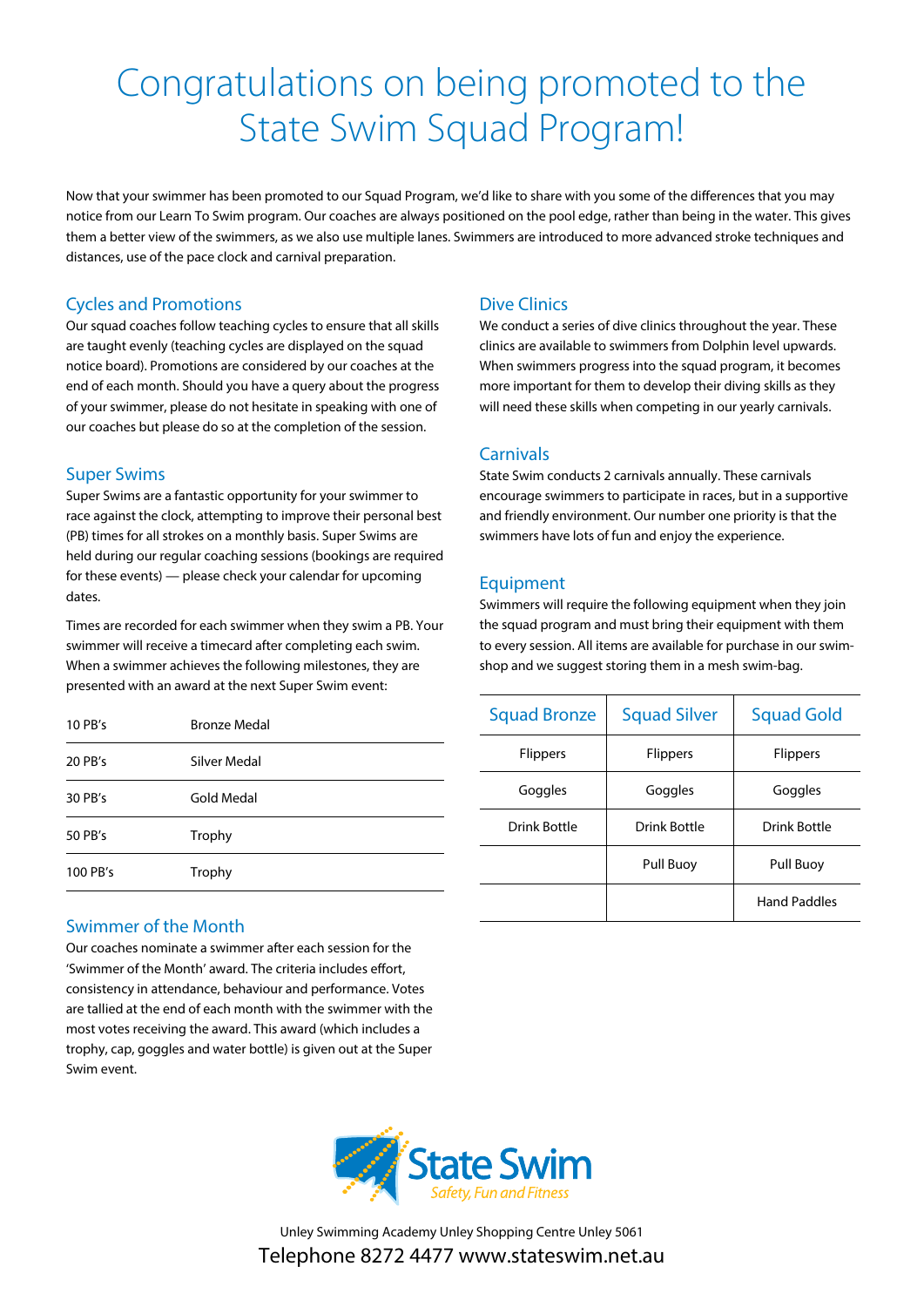# Congratulations on being promoted to the State Swim Squad Program!

Now that your swimmer has been promoted to our Squad Program, we'd like to share with you some of the differences that you may notice from our Learn To Swim program. Our coaches are always positioned on the pool edge, rather than being in the water. This gives them a better view of the swimmers, as we also use multiple lanes. Swimmers are introduced to more advanced stroke techniques and distances, use of the pace clock and carnival preparation.

## Cycles and Promotions

Our squad coaches follow teaching cycles to ensure that all skills are taught evenly (teaching cycles are displayed on the squad notice board). Promotions are considered by our coaches at the end of each month. Should you have a query about the progress of your swimmer, please do not hesitate in speaking with one of our coaches but please do so at the completion of the session.

## Super Swims

Super Swims are a fantastic opportunity for your swimmer to race against the clock, attempting to improve their personal best (PB) times for all strokes on a monthly basis. Super Swims are held during our regular coaching sessions (bookings are required for these events) — please check your calendar for upcoming dates.

Times are recorded for each swimmer when they swim a PB. Your swimmer will receive a timecard after completing each swim. When a swimmer achieves the following milestones, they are presented with an award at the next Super Swim event:

| | |
|---|---|
| 10 PB's | Bronze Medal |
| 20 PB's | Silver Medal |
| 30 PB's | Gold Medal |
| 50 PB's | Trophy |
| 100 PB's | Trophy |

## Swimmer of the Month

Our coaches nominate a swimmer after each session for the 'Swimmer of the Month' award. The criteria includes effort, consistency in attendance, behaviour and performance. Votes are tallied at the end of each month with the swimmer with the most votes receiving the award. This award (which includes a trophy, cap, goggles and water bottle) is given out at the Super Swim event.

## Dive Clinics

We conduct a series of dive clinics throughout the year. These clinics are available to swimmers from Dolphin level upwards. When swimmers progress into the squad program, it becomes more important for them to develop their diving skills as they will need these skills when competing in our yearly carnivals.

## Carnivals

State Swim conducts 2 carnivals annually. These carnivals encourage swimmers to participate in races, but in a supportive and friendly environment. Our number one priority is that the swimmers have lots of fun and enjoy the experience.

## Equipment

Swimmers will require the following equipment when they join the squad program and must bring their equipment with them to every session. All items are available for purchase in our swim-shop and we suggest storing them in a mesh swim-bag.

| Squad Bronze | Squad Silver | Squad Gold |
|---|---|---|
| Flippers | Flippers | Flippers |
| Goggles | Goggles | Goggles |
| Drink Bottle | Drink Bottle | Drink Bottle |
| | Pull Buoy | Pull Buoy |
| | | Hand Paddles |

State Swim
*Safety, Fun and Fitness*

Unley Swimming Academy Unley Shopping Centre Unley 5061

Telephone 8272 4477 www.stateswim.net.au